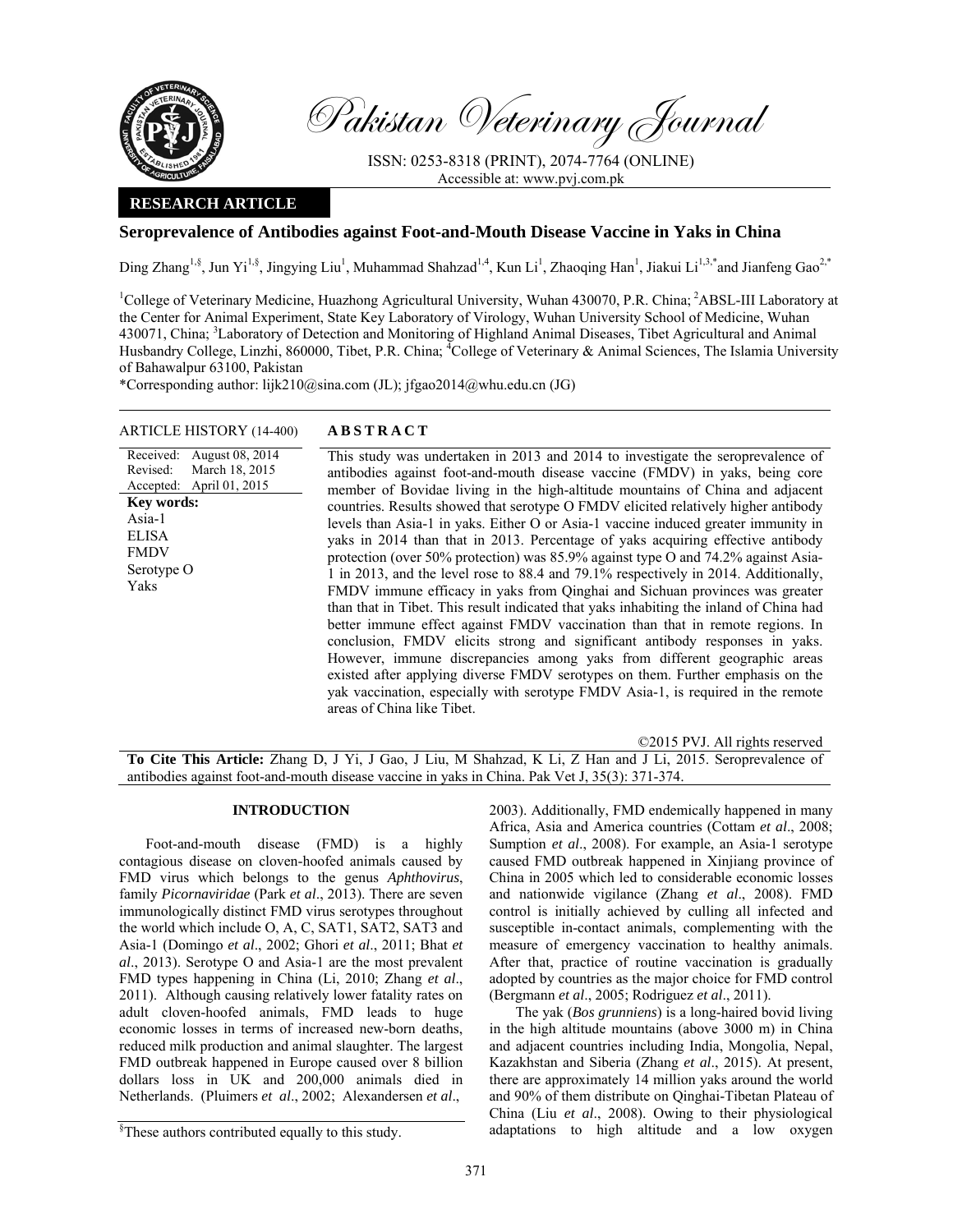# Seroprevalence of Antibodies against Foot-and-Mouth Disease Vaccine in Yaks in China

Ding Zhang[1,§], Jun Yi[1,§], Jingying Liu[1], Muhammad Shahzad[1,4], Kun Li[1], Zhaoqing Han[1], Jiakui Li[1,3,*] and Jianfeng Gao[2,*]

[1]College of Veterinary Medicine, Huazhong Agricultural University, Wuhan 430070, P.R. China; [2]ABSL-III Laboratory at the Center for Animal Experiment, State Key Laboratory of Virology, Wuhan University School of Medicine, Wuhan 430071, China; [3]Laboratory of Detection and Monitoring of Highland Animal Diseases, Tibet Agricultural and Animal Husbandry College, Linzhi, 860000, Tibet, P.R. China; [4]College of Veterinary & Animal Sciences, The Islamia University of Bahawalpur 63100, Pakistan

*Corresponding author: lijk210@sina.com (JL); jfgao2014@whu.edu.cn (JG)

**ARTICLE HISTORY** (14-400)

Received: August 08, 2014
Revised: March 18, 2015
Accepted: April 01, 2015

**Key words:**
Asia-1
ELISA
FMDV
Serotype O
Yaks

## ABSTRACT

This study was undertaken in 2013 and 2014 to investigate the seroprevalence of antibodies against foot-and-mouth disease vaccine (FMDV) in yaks, being core member of Bovidae living in the high-altitude mountains of China and adjacent countries. Results showed that serotype O FMDV elicited relatively higher antibody levels than Asia-1 in yaks. Either O or Asia-1 vaccine induced greater immunity in yaks in 2014 than that in 2013. Percentage of yaks acquiring effective antibody protection (over 50% protection) was 85.9% against type O and 74.2% against Asia-1 in 2013, and the level rose to 88.4 and 79.1% respectively in 2014. Additionally, FMDV immune efficacy in yaks from Qinghai and Sichuan provinces was greater than that in Tibet. This result indicated that yaks inhabiting the inland of China had better immune effect against FMDV vaccination than that in remote regions. In conclusion, FMDV elicits strong and significant antibody responses in yaks. However, immune discrepancies among yaks from different geographic areas existed after applying diverse FMDV serotypes on them. Further emphasis on the yak vaccination, especially with serotype FMDV Asia-1, is required in the remote areas of China like Tibet.

©2015 PVJ. All rights reserved

**To Cite This Article:** Zhang D, J Yi, J Gao, J Liu, M Shahzad, K Li, Z Han and J Li, 2015. Seroprevalence of antibodies against foot-and-mouth disease vaccine in yaks in China. Pak Vet J, 35(3): 371-374.

## INTRODUCTION

Foot-and-mouth disease (FMD) is a highly contagious disease on cloven-hoofed animals caused by FMD virus which belongs to the genus *Aphthovirus*, family *Picornaviridae* (Park *et al*., 2013). There are seven immunologically distinct FMD virus serotypes throughout the world which include O, A, C, SAT1, SAT2, SAT3 and Asia-1 (Domingo *et al*., 2002; Ghori *et al*., 2011; Bhat *et al*., 2013). Serotype O and Asia-1 are the most prevalent FMD types happening in China (Li, 2010; Zhang *et al*., 2011). Although causing relatively lower fatality rates on adult cloven-hoofed animals, FMD leads to huge economic losses in terms of increased new-born deaths, reduced milk production and animal slaughter. The largest FMD outbreak happened in Europe caused over 8 billion dollars loss in UK and 200,000 animals died in Netherlands. (Pluimers *et al*., 2002; Alexandersen *et al*., 2003). Additionally, FMD endemically happened in many Africa, Asia and America countries (Cottam *et al*., 2008; Sumption *et al*., 2008). For example, an Asia-1 serotype caused FMD outbreak happened in Xinjiang province of China in 2005 which led to considerable economic losses and nationwide vigilance (Zhang *et al*., 2008). FMD control is initially achieved by culling all infected and susceptible in-contact animals, complementing with the measure of emergency vaccination to healthy animals. After that, practice of routine vaccination is gradually adopted by countries as the major choice for FMD control (Bergmann *et al*., 2005; Rodriguez *et al*., 2011).

The yak (*Bos grunniens*) is a long-haired bovid living in the high altitude mountains (above 3000 m) in China and adjacent countries including India, Mongolia, Nepal, Kazakhstan and Siberia (Zhang *et al*., 2015). At present, there are approximately 14 million yaks around the world and 90% of them distribute on Qinghai-Tibetan Plateau of China (Liu *et al*., 2008). Owing to their physiological adaptations to high altitude and a low oxygen

[§]These authors contributed equally to this study.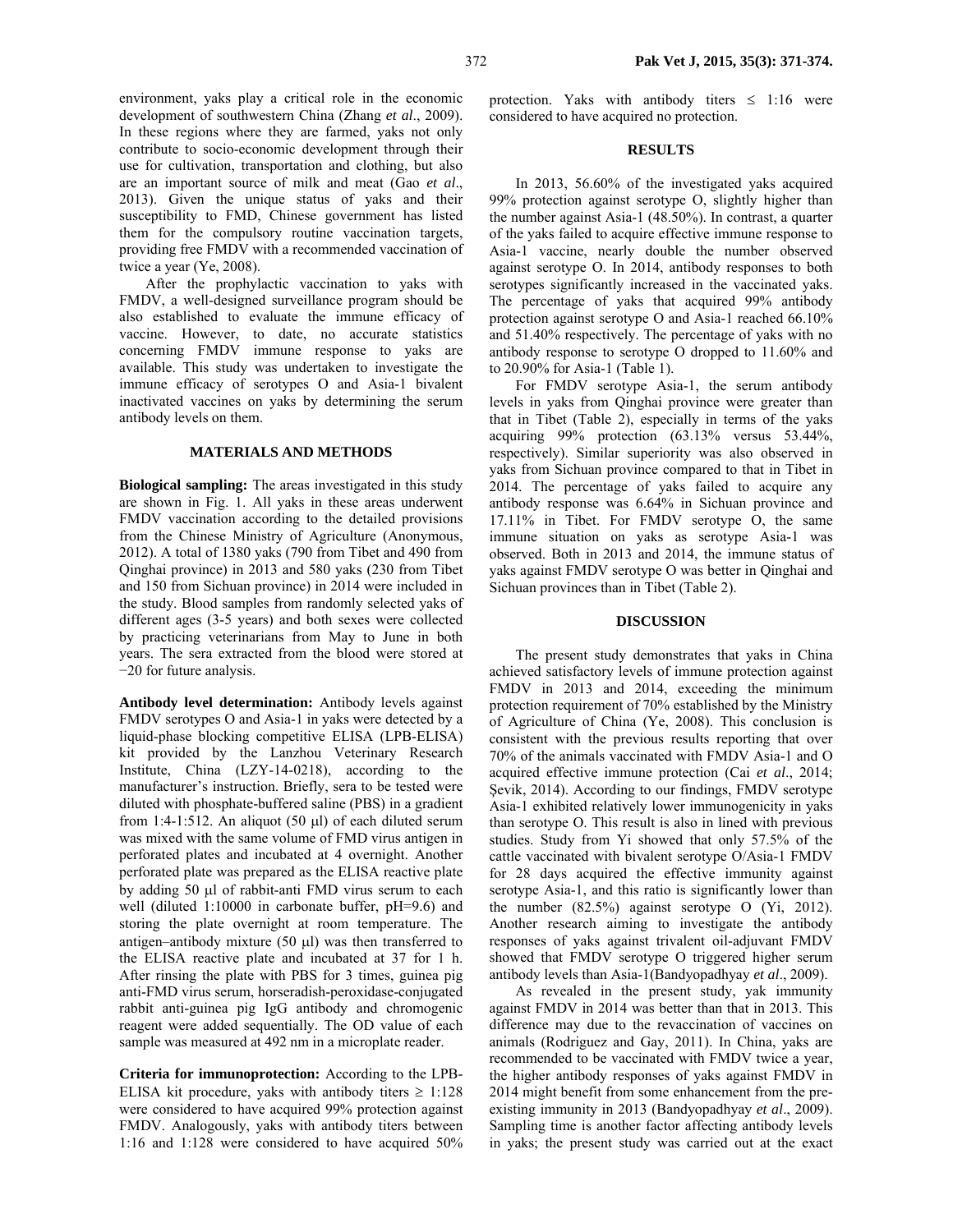environment, yaks play a critical role in the economic development of southwestern China (Zhang *et al*., 2009). In these regions where they are farmed, yaks not only contribute to socio-economic development through their use for cultivation, transportation and clothing, but also are an important source of milk and meat (Gao *et al*., 2013). Given the unique status of yaks and their susceptibility to FMD, Chinese government has listed them for the compulsory routine vaccination targets, providing free FMDV with a recommended vaccination of twice a year (Ye, 2008).

After the prophylactic vaccination to yaks with FMDV, a well-designed surveillance program should be also established to evaluate the immune efficacy of vaccine. However, to date, no accurate statistics concerning FMDV immune response to yaks are available. This study was undertaken to investigate the immune efficacy of serotypes O and Asia-1 bivalent inactivated vaccines on yaks by determining the serum antibody levels on them.

## MATERIALS AND METHODS

**Biological sampling:** The areas investigated in this study are shown in Fig. 1. All yaks in these areas underwent FMDV vaccination according to the detailed provisions from the Chinese Ministry of Agriculture (Anonymous, 2012). A total of 1380 yaks (790 from Tibet and 490 from Qinghai province) in 2013 and 580 yaks (230 from Tibet and 150 from Sichuan province) in 2014 were included in the study. Blood samples from randomly selected yaks of different ages (3-5 years) and both sexes were collected by practicing veterinarians from May to June in both years. The sera extracted from the blood were stored at −20 for future analysis.

**Antibody level determination:** Antibody levels against FMDV serotypes O and Asia-1 in yaks were detected by a liquid-phase blocking competitive ELISA (LPB-ELISA) kit provided by the Lanzhou Veterinary Research Institute, China (LZY-14-0218), according to the manufacturer's instruction. Briefly, sera to be tested were diluted with phosphate-buffered saline (PBS) in a gradient from 1:4-1:512. An aliquot (50 μl) of each diluted serum was mixed with the same volume of FMD virus antigen in perforated plates and incubated at 4 overnight. Another perforated plate was prepared as the ELISA reactive plate by adding 50 μl of rabbit-anti FMD virus serum to each well (diluted 1:10000 in carbonate buffer, pH=9.6) and storing the plate overnight at room temperature. The antigen–antibody mixture (50 μl) was then transferred to the ELISA reactive plate and incubated at 37 for 1 h. After rinsing the plate with PBS for 3 times, guinea pig anti-FMD virus serum, horseradish-peroxidase-conjugated rabbit anti-guinea pig IgG antibody and chromogenic reagent were added sequentially. The OD value of each sample was measured at 492 nm in a microplate reader.

**Criteria for immunoprotection:** According to the LPB-ELISA kit procedure, yaks with antibody titers ≥ 1:128 were considered to have acquired 99% protection against FMDV. Analogously, yaks with antibody titers between 1:16 and 1:128 were considered to have acquired 50% protection. Yaks with antibody titers ≤ 1:16 were considered to have acquired no protection.

## RESULTS

In 2013, 56.60% of the investigated yaks acquired 99% protection against serotype O, slightly higher than the number against Asia-1 (48.50%). In contrast, a quarter of the yaks failed to acquire effective immune response to Asia-1 vaccine, nearly double the number observed against serotype O. In 2014, antibody responses to both serotypes significantly increased in the vaccinated yaks. The percentage of yaks that acquired 99% antibody protection against serotype O and Asia-1 reached 66.10% and 51.40% respectively. The percentage of yaks with no antibody response to serotype O dropped to 11.60% and to 20.90% for Asia-1 (Table 1).

For FMDV serotype Asia-1, the serum antibody levels in yaks from Qinghai province were greater than that in Tibet (Table 2), especially in terms of the yaks acquiring 99% protection (63.13% versus 53.44%, respectively). Similar superiority was also observed in yaks from Sichuan province compared to that in Tibet in 2014. The percentage of yaks failed to acquire any antibody response was 6.64% in Sichuan province and 17.11% in Tibet. For FMDV serotype O, the same immune situation on yaks as serotype Asia-1 was observed. Both in 2013 and 2014, the immune status of yaks against FMDV serotype O was better in Qinghai and Sichuan provinces than in Tibet (Table 2).

## DISCUSSION

The present study demonstrates that yaks in China achieved satisfactory levels of immune protection against FMDV in 2013 and 2014, exceeding the minimum protection requirement of 70% established by the Ministry of Agriculture of China (Ye, 2008). This conclusion is consistent with the previous results reporting that over 70% of the animals vaccinated with FMDV Asia-1 and O acquired effective immune protection (Cai *et al*., 2014; Şevik, 2014). According to our findings, FMDV serotype Asia-1 exhibited relatively lower immunogenicity in yaks than serotype O. This result is also in lined with previous studies. Study from Yi showed that only 57.5% of the cattle vaccinated with bivalent serotype O/Asia-1 FMDV for 28 days acquired the effective immunity against serotype Asia-1, and this ratio is significantly lower than the number (82.5%) against serotype O (Yi, 2012). Another research aiming to investigate the antibody responses of yaks against trivalent oil-adjuvant FMDV showed that FMDV serotype O triggered higher serum antibody levels than Asia-1(Bandyopadhyay *et al*., 2009).

As revealed in the present study, yak immunity against FMDV in 2014 was better than that in 2013. This difference may due to the revaccination of vaccines on animals (Rodriguez and Gay, 2011). In China, yaks are recommended to be vaccinated with FMDV twice a year, the higher antibody responses of yaks against FMDV in 2014 might benefit from some enhancement from the pre-existing immunity in 2013 (Bandyopadhyay *et al*., 2009). Sampling time is another factor affecting antibody levels in yaks; the present study was carried out at the exact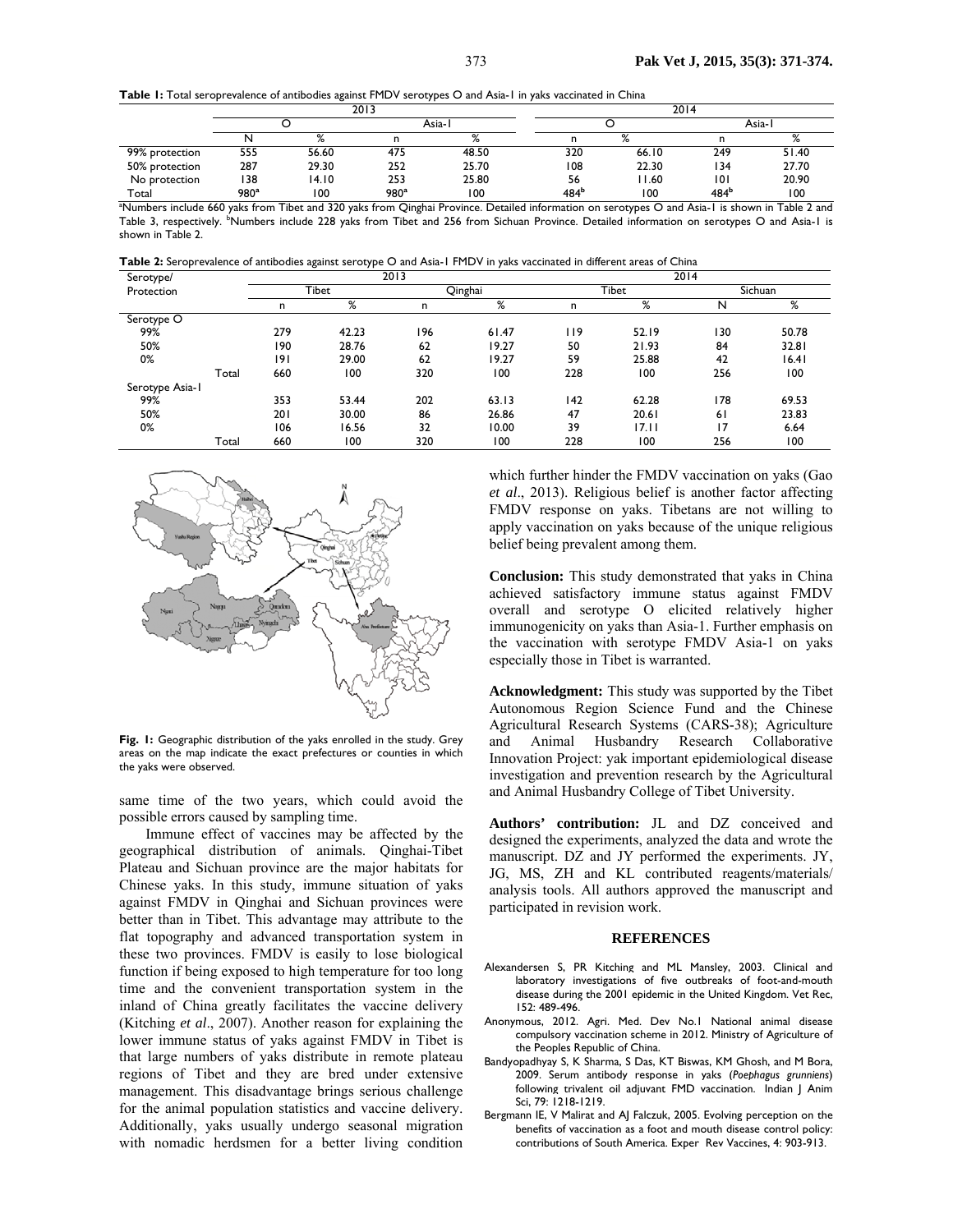**Table 1:** Total seroprevalence of antibodies against FMDV serotypes O and Asia-1 in yaks vaccinated in China

| | 2013 | | | | 2014 | | | |
|---|---|---|---|---|---|---|---|---|
| | O | | Asia-1 | | O | | Asia-1 | |
| | N | % | n | % | n | % | n | % |
| 99% protection | 555 | 56.60 | 475 | 48.50 | 320 | 66.10 | 249 | 51.40 |
| 50% protection | 287 | 29.30 | 252 | 25.70 | 108 | 22.30 | 134 | 27.70 |
| No protection | 138 | 14.10 | 253 | 25.80 | 56 | 11.60 | 101 | 20.90 |
| Total | 980[a] | 100 | 980[a] | 100 | 484[b] | 100 | 484[b] | 100 |

[a]Numbers include 660 yaks from Tibet and 320 yaks from Qinghai Province. Detailed information on serotypes O and Asia-1 is shown in Table 2 and Table 3, respectively. [b]Numbers include 228 yaks from Tibet and 256 from Sichuan Province. Detailed information on serotypes O and Asia-1 is shown in Table 2.

**Table 2:** Seroprevalence of antibodies against serotype O and Asia-1 FMDV in yaks vaccinated in different areas of China

| Serotype/ Protection | | 2013 | | | | 2014 | | | |
|---|---|---|---|---|---|---|---|---|---|
| | | Tibet | | Qinghai | | Tibet | | Sichuan | |
| | | n | % | n | % | n | % | N | % |
| Serotype O | | | | | | | | | |
| 99% | | 279 | 42.23 | 196 | 61.47 | 119 | 52.19 | 130 | 50.78 |
| 50% | | 190 | 28.76 | 62 | 19.27 | 50 | 21.93 | 84 | 32.81 |
| 0% | | 191 | 29.00 | 62 | 19.27 | 59 | 25.88 | 42 | 16.41 |
| | Total | 660 | 100 | 320 | 100 | 228 | 100 | 256 | 100 |
| Serotype Asia-1 | | | | | | | | | |
| 99% | | 353 | 53.44 | 202 | 63.13 | 142 | 62.28 | 178 | 69.53 |
| 50% | | 201 | 30.00 | 86 | 26.86 | 47 | 20.61 | 61 | 23.83 |
| 0% | | 106 | 16.56 | 32 | 10.00 | 39 | 17.11 | 17 | 6.64 |
| | Total | 660 | 100 | 320 | 100 | 228 | 100 | 256 | 100 |

**Fig. 1:** Geographic distribution of the yaks enrolled in the study. Grey areas on the map indicate the exact prefectures or counties in which the yaks were observed.

same time of the two years, which could avoid the possible errors caused by sampling time.

Immune effect of vaccines may be affected by the geographical distribution of animals. Qinghai-Tibet Plateau and Sichuan province are the major habitats for Chinese yaks. In this study, immune situation of yaks against FMDV in Qinghai and Sichuan provinces were better than in Tibet. This advantage may attribute to the flat topography and advanced transportation system in these two provinces. FMDV is easily to lose biological function if being exposed to high temperature for too long time and the convenient transportation system in the inland of China greatly facilitates the vaccine delivery (Kitching *et al*., 2007). Another reason for explaining the lower immune status of yaks against FMDV in Tibet is that large numbers of yaks distribute in remote plateau regions of Tibet and they are bred under extensive management. This disadvantage brings serious challenge for the animal population statistics and vaccine delivery. Additionally, yaks usually undergo seasonal migration with nomadic herdsmen for a better living condition which further hinder the FMDV vaccination on yaks (Gao *et al*., 2013). Religious belief is another factor affecting FMDV response on yaks. Tibetans are not willing to apply vaccination on yaks because of the unique religious belief being prevalent among them.

**Conclusion:** This study demonstrated that yaks in China achieved satisfactory immune status against FMDV overall and serotype O elicited relatively higher immunogenicity on yaks than Asia-1. Further emphasis on the vaccination with serotype FMDV Asia-1 on yaks especially those in Tibet is warranted.

**Acknowledgment:** This study was supported by the Tibet Autonomous Region Science Fund and the Chinese Agricultural Research Systems (CARS-38); Agriculture and Animal Husbandry Research Collaborative Innovation Project: yak important epidemiological disease investigation and prevention research by the Agricultural and Animal Husbandry College of Tibet University.

**Authors' contribution:** JL and DZ conceived and designed the experiments, analyzed the data and wrote the manuscript. DZ and JY performed the experiments. JY, JG, MS, ZH and KL contributed reagents/materials/ analysis tools. All authors approved the manuscript and participated in revision work.

## REFERENCES

Alexandersen S, PR Kitching and ML Mansley, 2003. Clinical and laboratory investigations of five outbreaks of foot-and-mouth disease during the 2001 epidemic in the United Kingdom. Vet Rec, 152: 489-496.

Anonymous, 2012. Agri. Med. Dev No.1 National animal disease compulsory vaccination scheme in 2012. Ministry of Agriculture of the Peoples Republic of China.

Bandyopadhyay S, K Sharma, S Das, KT Biswas, KM Ghosh, and M Bora, 2009. Serum antibody response in yaks (*Poephagus grunniens*) following trivalent oil adjuvant FMD vaccination. Indian J Anim Sci, 79: 1218-1219.

Bergmann IE, V Malirat and AJ Falczuk, 2005. Evolving perception on the benefits of vaccination as a foot and mouth disease control policy: contributions of South America. Exper Rev Vaccines, 4: 903-913.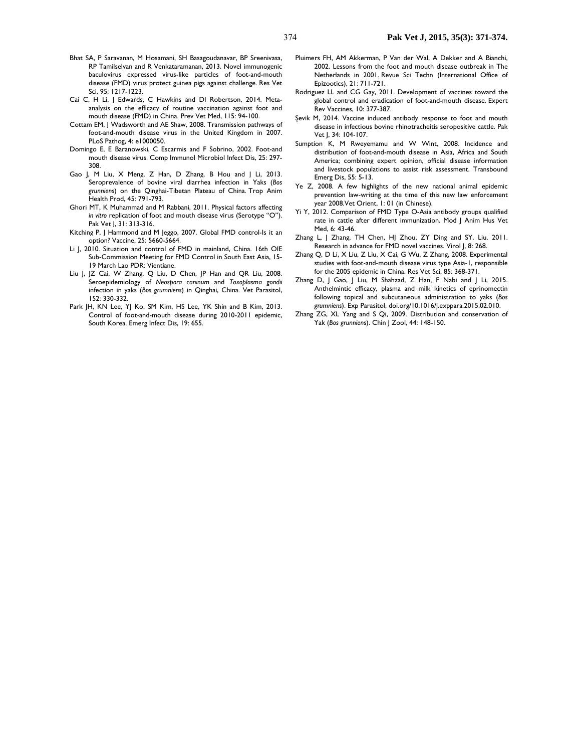Bhat SA, P Saravanan, M Hosamani, SH Basagoudanavar, BP Sreenivasa, RP Tamilselvan and R Venkataramanan, 2013. Novel immunogenic baculovirus expressed virus-like particles of foot-and-mouth disease (FMD) virus protect guinea pigs against challenge. Res Vet Sci, 95: 1217-1223.

Cai C, H Li, J Edwards, C Hawkins and DI Robertson, 2014. Meta-analysis on the efficacy of routine vaccination against foot and mouth disease (FMD) in China. Prev Vet Med, 115: 94-100.

Cottam EM, J Wadsworth and AE Shaw, 2008. Transmission pathways of foot-and-mouth disease virus in the United Kingdom in 2007. PLoS Pathog, 4: e1000050.

Domingo E, E Baranowski, C Escarmis and F Sobrino, 2002. Foot-and mouth disease virus. Comp Immunol Microbiol Infect Dis, 25: 297-308.

Gao J, M Liu, X Meng, Z Han, D Zhang, B Hou and J Li, 2013. Seroprevalence of bovine viral diarrhea infection in Yaks (*Bos grunniens*) on the Qinghai-Tibetan Plateau of China. Trop Anim Health Prod, 45: 791-793.

Ghori MT, K Muhammad and M Rabbani, 2011. Physical factors affecting *in vitro* replication of foot and mouth disease virus (Serotype "O"). Pak Vet J, 31: 313-316.

Kitching P, J Hammond and M Jeggo, 2007. Global FMD control-Is it an option? Vaccine, 25: 5660-5664.

Li J, 2010. Situation and control of FMD in mainland, China. 16th OIE Sub-Commission Meeting for FMD Control in South East Asia, 15-19 March Lao PDR: Vientiane.

Liu J, JZ Cai, W Zhang, Q Liu, D Chen, JP Han and QR Liu, 2008. Seroepidemiology of *Neospora caninum* and *Toxoplasma gondii* infection in yaks (*Bos grumniens*) in Qinghai, China. Vet Parasitol, 152: 330-332.

Park JH, KN Lee, YJ Ko, SM Kim, HS Lee, YK Shin and B Kim, 2013. Control of foot-and-mouth disease during 2010-2011 epidemic, South Korea. Emerg Infect Dis, 19: 655.

Pluimers FH, AM Akkerman, P Van der Wal, A Dekker and A Bianchi, 2002. Lessons from the foot and mouth disease outbreak in The Netherlands in 2001. Revue Sci Techn (International Office of Epizootics), 21: 711-721.

Rodriguez LL and CG Gay, 2011. Development of vaccines toward the global control and eradication of foot-and-mouth disease. Expert Rev Vaccines, 10: 377-387.

Şevik M, 2014. Vaccine induced antibody response to foot and mouth disease in infectious bovine rhinotracheitis seropositive cattle. Pak Vet J, 34: 104-107.

Sumption K, M Rweyemamu and W Wint, 2008. Incidence and distribution of foot-and-mouth disease in Asia, Africa and South America; combining expert opinion, official disease information and livestock populations to assist risk assessment. Transbound Emerg Dis, 55: 5-13.

Ye Z, 2008. A few highlights of the new national animal epidemic prevention law-writing at the time of this new law enforcement year 2008.Vet Orient, 1: 01 (in Chinese).

Yi Y, 2012. Comparison of FMD Type O-Asia antibody groups qualified rate in cattle after different immunization. Mod J Anim Hus Vet Med, 6: 43-46.

Zhang L, J Zhang, TH Chen, HJ Zhou, ZY Ding and SY. Liu. 2011. Research in advance for FMD novel vaccines. Virol J, 8: 268.

Zhang Q, D Li, X Liu, Z Liu, X Cai, G Wu, Z Zhang, 2008. Experimental studies with foot-and-mouth disease virus type Asia-1, responsible for the 2005 epidemic in China. Res Vet Sci, 85: 368-371.

Zhang D, J Gao, J Liu, M Shahzad, Z Han, F Nabi and J Li, 2015. Anthelmintic efficacy, plasma and milk kinetics of eprinomectin following topical and subcutaneous administration to yaks (*Bos grumniens*). Exp Parasitol, doi.org/10.1016/j.exppara.2015.02.010.

Zhang ZG, XL Yang and S Qi, 2009. Distribution and conservation of Yak (*Bos grunniens*). Chin J Zool, 44: 148-150.